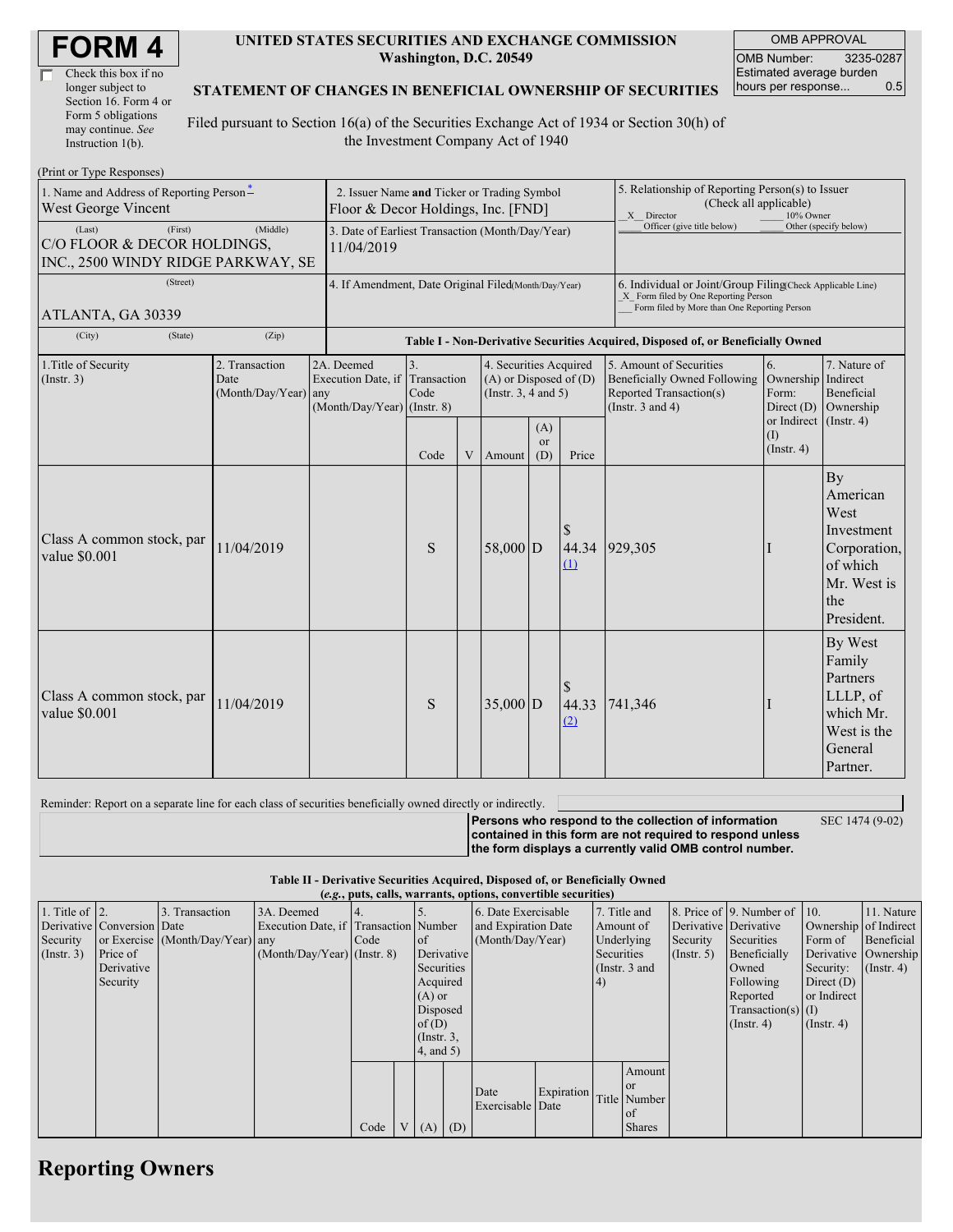# FORM 4

☐ Check this box if no longer subject to Section 16. Form 4 or Form 5 obligations may continue. *See* Instruction 1(b).

**UNITED STATES SECURITIES AND EXCHANGE COMMISSION**
**Washington, D.C. 20549**

**STATEMENT OF CHANGES IN BENEFICIAL OWNERSHIP OF SECURITIES**

Filed pursuant to Section 16(a) of the Securities Exchange Act of 1934 or Section 30(h) of the Investment Company Act of 1940

| OMB APPROVAL | |
|---|---|
| OMB Number: | 3235-0287 |
| Estimated average burden hours per response... | 0.5 |

(Print or Type Responses)

| | | |
|---|---|---|
| 1. Name and Address of Reporting Person *<br>West George Vincent<br>(Last) (First) (Middle)<br>C/O FLOOR & DECOR HOLDINGS, INC., 2500 WINDY RIDGE PARKWAY, SE<br>(Street)<br>ATLANTA, GA 30339<br>(City) (State) (Zip) | 2. Issuer Name **and** Ticker or Trading Symbol<br>Floor & Decor Holdings, Inc. [FND]<br>3. Date of Earliest Transaction (Month/Day/Year)<br>11/04/2019<br>4. If Amendment, Date Original Filed(Month/Day/Year) | 5. Relationship of Reporting Person(s) to Issuer (Check all applicable)<br>_X_ Director ___ 10% Owner<br>___ Officer (give title below) ___ Other (specify below)<br>6. Individual or Joint/Group Filing(Check Applicable Line)<br>_X_ Form filed by One Reporting Person<br>___ Form filed by More than One Reporting Person |

**Table I - Non-Derivative Securities Acquired, Disposed of, or Beneficially Owned**

| 1.Title of Security (Instr. 3) | 2. Transaction Date (Month/Day/Year) | 2A. Deemed Execution Date, if any (Month/Day/Year) | 3. Transaction Code (Instr. 8) | | 4. Securities Acquired (A) or Disposed of (D) (Instr. 3, 4 and 5) | | | 5. Amount of Securities Beneficially Owned Following Reported Transaction(s) (Instr. 3 and 4) | 6. Ownership Form: Direct (D) or Indirect (I) (Instr. 4) | 7. Nature of Indirect Beneficial Ownership (Instr. 4) |
|---|---|---|---|---|---|---|---|---|---|---|
| | | | Code | V | Amount | (A) or (D) | Price | | | |
| Class A common stock, par value $0.001 | 11/04/2019 | | S | | 58,000 | D | $ 44.34 (1) | 929,305 | I | By American West Investment Corporation, of which Mr. West is the President. |
| Class A common stock, par value $0.001 | 11/04/2019 | | S | | 35,000 | D | $ 44.33 (2) | 741,346 | I | By West Family Partners LLLP, of which Mr. West is the General Partner. |

Reminder: Report on a separate line for each class of securities beneficially owned directly or indirectly.

**Persons who respond to the collection of information contained in this form are not required to respond unless the form displays a currently valid OMB control number.** SEC 1474 (9-02)

**Table II - Derivative Securities Acquired, Disposed of, or Beneficially Owned**
**(*e.g.*, puts, calls, warrants, options, convertible securities)**

| 1. Title of Derivative Security (Instr. 3) | 2. Conversion or Exercise Price of Derivative Security | 3. Transaction Date (Month/Day/Year) | 3A. Deemed Execution Date, if any (Month/Day/Year) | 4. Transaction Code (Instr. 8) | | 5. Number of Derivative Securities Acquired (A) or Disposed of (D) (Instr. 3, 4, and 5) | | 6. Date Exercisable and Expiration Date (Month/Day/Year) | | 7. Title and Amount of Underlying Securities (Instr. 3 and 4) | | 8. Price of Derivative Security (Instr. 5) | 9. Number of Derivative Securities Beneficially Owned Following Reported Transaction(s) (Instr. 4) | 10. Ownership Form of Derivative Security: Direct (D) or Indirect (I) (Instr. 4) | 11. Nature of Indirect Beneficial Ownership (Instr. 4) |
|---|---|---|---|---|---|---|---|---|---|---|---|---|---|---|---|
| | | | | Code | V | (A) | (D) | Date Exercisable | Expiration Date | Title | Amount or Number of Shares | | | | |

## Reporting Owners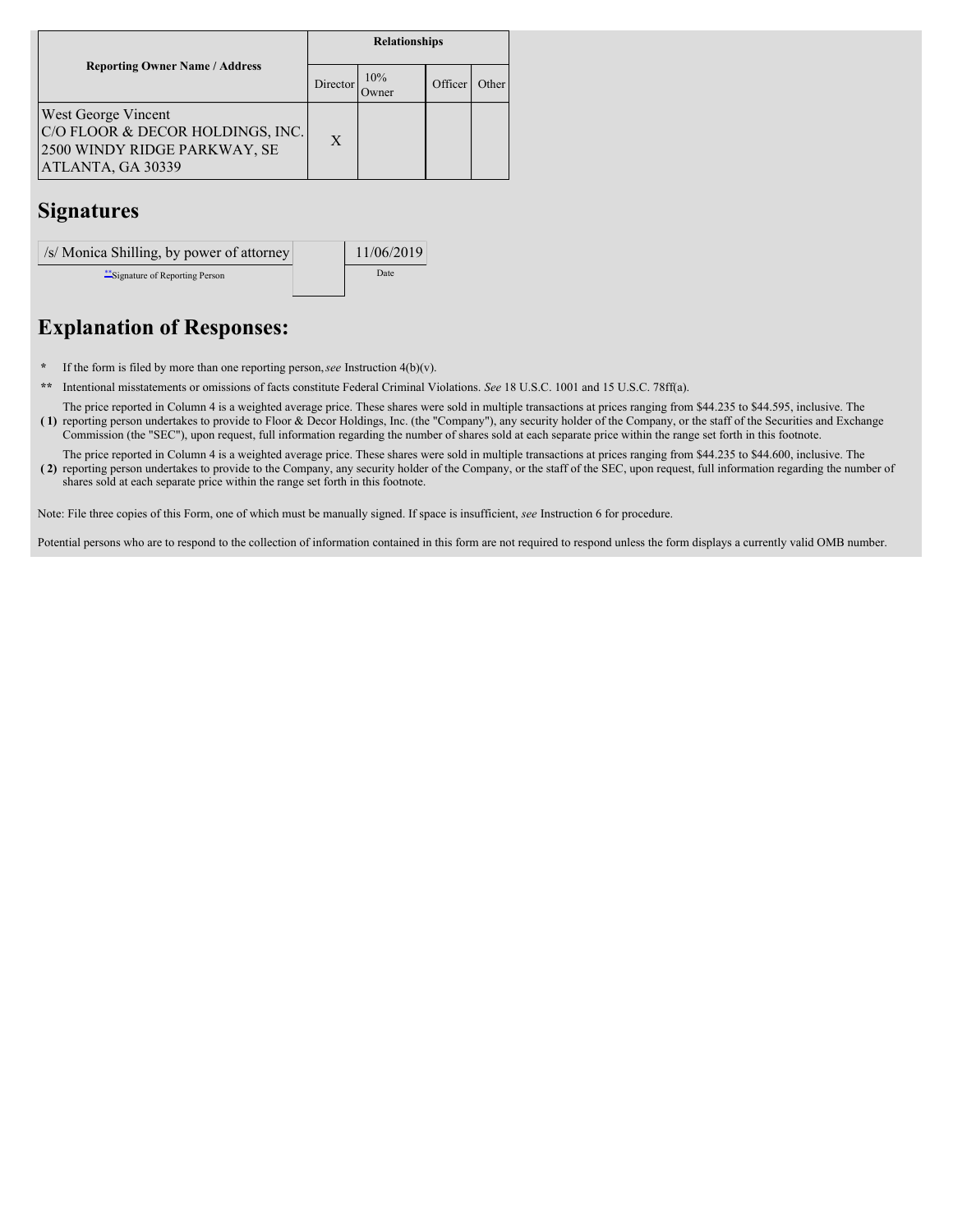| Reporting Owner Name / Address | Relationships | | | |
|---|---|---|---|---|
| | Director | 10% Owner | Officer | Other |
| West George Vincent<br>C/O FLOOR & DECOR HOLDINGS, INC.<br>2500 WINDY RIDGE PARKWAY, SE<br>ATLANTA, GA 30339 | X | | | |

## Signatures

| /s/ Monica Shilling, by power of attorney | | 11/06/2019 |
|---|---|---|
| **Signature of Reporting Person | | Date |

## Explanation of Responses:

- \* If the form is filed by more than one reporting person, *see* Instruction 4(b)(v).
- \*\* Intentional misstatements or omissions of facts constitute Federal Criminal Violations. *See* 18 U.S.C. 1001 and 15 U.S.C. 78ff(a).
- ( 1) The price reported in Column 4 is a weighted average price. These shares were sold in multiple transactions at prices ranging from $44.235 to $44.595, inclusive. The reporting person undertakes to provide to Floor & Decor Holdings, Inc. (the "Company"), any security holder of the Company, or the staff of the Securities and Exchange Commission (the "SEC"), upon request, full information regarding the number of shares sold at each separate price within the range set forth in this footnote.
- ( 2) The price reported in Column 4 is a weighted average price. These shares were sold in multiple transactions at prices ranging from $44.235 to $44.600, inclusive. The reporting person undertakes to provide to the Company, any security holder of the Company, or the staff of the SEC, upon request, full information regarding the number of shares sold at each separate price within the range set forth in this footnote.

Note: File three copies of this Form, one of which must be manually signed. If space is insufficient, *see* Instruction 6 for procedure.

Potential persons who are to respond to the collection of information contained in this form are not required to respond unless the form displays a currently valid OMB number.